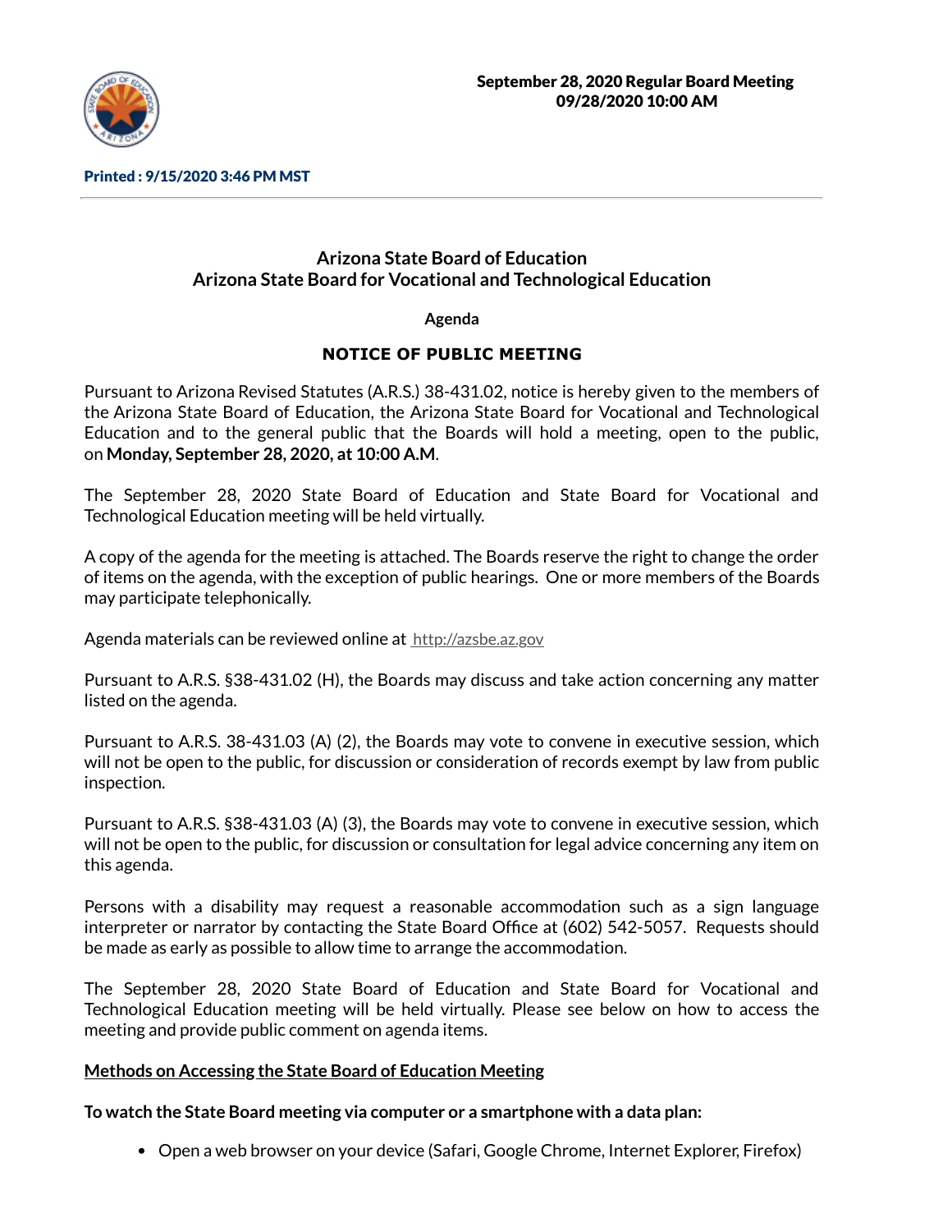September 28, 2020 Regular Board Meeting
09/28/2020 10:00 AM

Printed : 9/15/2020 3:46 PM MST

# Arizona State Board of Education
# Arizona State Board for Vocational and Technological Education

**Agenda**

**NOTICE OF PUBLIC MEETING**

Pursuant to Arizona Revised Statutes (A.R.S.) 38-431.02, notice is hereby given to the members of the Arizona State Board of Education, the Arizona State Board for Vocational and Technological Education and to the general public that the Boards will hold a meeting, open to the public, on **Monday, September 28, 2020, at 10:00 A.M**.

The September 28, 2020 State Board of Education and State Board for Vocational and Technological Education meeting will be held virtually.

A copy of the agenda for the meeting is attached. The Boards reserve the right to change the order of items on the agenda, with the exception of public hearings. One or more members of the Boards may participate telephonically.

Agenda materials can be reviewed online at http://azsbe.az.gov

Pursuant to A.R.S. §38-431.02 (H), the Boards may discuss and take action concerning any matter listed on the agenda.

Pursuant to A.R.S. 38-431.03 (A) (2), the Boards may vote to convene in executive session, which will not be open to the public, for discussion or consideration of records exempt by law from public inspection.

Pursuant to A.R.S. §38-431.03 (A) (3), the Boards may vote to convene in executive session, which will not be open to the public, for discussion or consultation for legal advice concerning any item on this agenda.

Persons with a disability may request a reasonable accommodation such as a sign language interpreter or narrator by contacting the State Board Office at (602) 542-5057. Requests should be made as early as possible to allow time to arrange the accommodation.

The September 28, 2020 State Board of Education and State Board for Vocational and Technological Education meeting will be held virtually. Please see below on how to access the meeting and provide public comment on agenda items.

**Methods on Accessing the State Board of Education Meeting**

**To watch the State Board meeting via computer or a smartphone with a data plan:**

- Open a web browser on your device (Safari, Google Chrome, Internet Explorer, Firefox)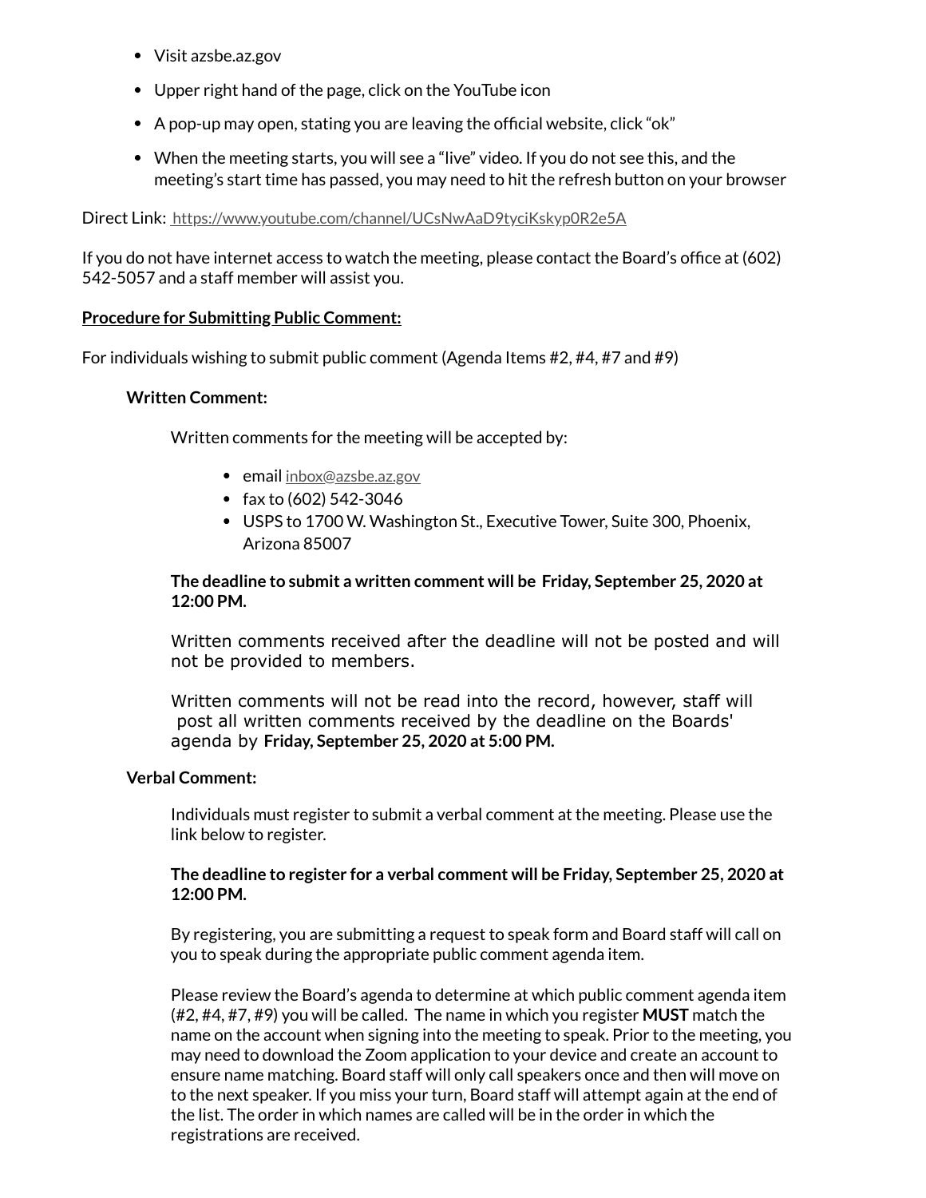- Visit azsbe.az.gov
- Upper right hand of the page, click on the YouTube icon
- A pop-up may open, stating you are leaving the official website, click "ok"
- When the meeting starts, you will see a "live" video. If you do not see this, and the meeting's start time has passed, you may need to hit the refresh button on your browser

Direct Link: https://www.youtube.com/channel/UCsNwAaD9tyciKskyp0R2e5A

If you do not have internet access to watch the meeting, please contact the Board's office at (602) 542-5057 and a staff member will assist you.

**Procedure for Submitting Public Comment:**

For individuals wishing to submit public comment (Agenda Items #2, #4, #7 and #9)

**Written Comment:**

Written comments for the meeting will be accepted by:

- email inbox@azsbe.az.gov
- fax to (602) 542-3046
- USPS to 1700 W. Washington St., Executive Tower, Suite 300, Phoenix, Arizona 85007

**The deadline to submit a written comment will be Friday, September 25, 2020 at 12:00 PM.**

Written comments received after the deadline will not be posted and will not be provided to members.

Written comments will not be read into the record, however, staff will post all written comments received by the deadline on the Boards' agenda by **Friday, September 25, 2020 at 5:00 PM.**

**Verbal Comment:**

Individuals must register to submit a verbal comment at the meeting. Please use the link below to register.

**The deadline to register for a verbal comment will be Friday, September 25, 2020 at 12:00 PM.**

By registering, you are submitting a request to speak form and Board staff will call on you to speak during the appropriate public comment agenda item.

Please review the Board's agenda to determine at which public comment agenda item (#2, #4, #7, #9) you will be called. The name in which you register **MUST** match the name on the account when signing into the meeting to speak. Prior to the meeting, you may need to download the Zoom application to your device and create an account to ensure name matching. Board staff will only call speakers once and then will move on to the next speaker. If you miss your turn, Board staff will attempt again at the end of the list. The order in which names are called will be in the order in which the registrations are received.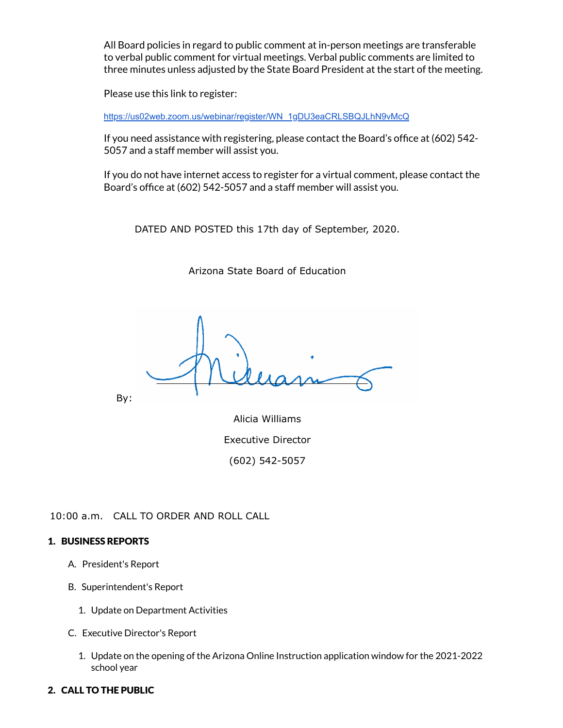All Board policies in regard to public comment at in-person meetings are transferable to verbal public comment for virtual meetings. Verbal public comments are limited to three minutes unless adjusted by the State Board President at the start of the meeting.

Please use this link to register:

https://us02web.zoom.us/webinar/register/WN_1gDU3eaCRLSBQJLhN9vMcQ

If you need assistance with registering, please contact the Board's office at (602) 542-5057 and a staff member will assist you.

If you do not have internet access to register for a virtual comment, please contact the Board's office at (602) 542-5057 and a staff member will assist you.

DATED AND POSTED this 17th day of September, 2020.

Arizona State Board of Education

By: 

Alicia Williams

Executive Director

(602) 542-5057

10:00 a.m. CALL TO ORDER AND ROLL CALL

**1. BUSINESS REPORTS**

A. President's Report

B. Superintendent's Report

1. Update on Department Activities

C. Executive Director's Report

1. Update on the opening of the Arizona Online Instruction application window for the 2021-2022 school year

**2. CALL TO THE PUBLIC**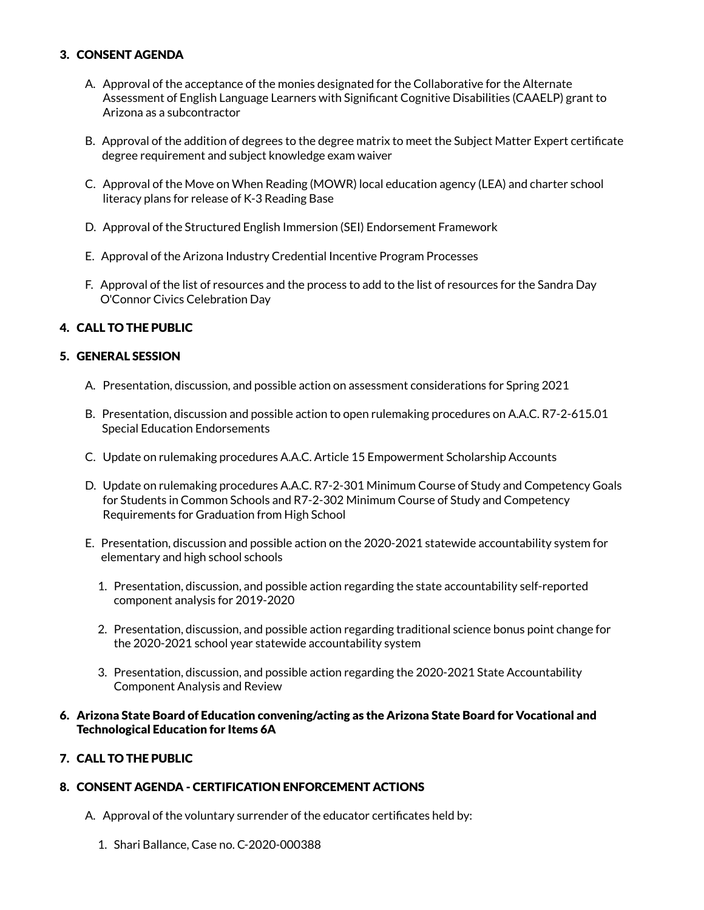3. **CONSENT AGENDA**

   A. Approval of the acceptance of the monies designated for the Collaborative for the Alternate Assessment of English Language Learners with Significant Cognitive Disabilities (CAAELP) grant to Arizona as a subcontractor

   B. Approval of the addition of degrees to the degree matrix to meet the Subject Matter Expert certificate degree requirement and subject knowledge exam waiver

   C. Approval of the Move on When Reading (MOWR) local education agency (LEA) and charter school literacy plans for release of K-3 Reading Base

   D. Approval of the Structured English Immersion (SEI) Endorsement Framework

   E. Approval of the Arizona Industry Credential Incentive Program Processes

   F. Approval of the list of resources and the process to add to the list of resources for the Sandra Day O'Connor Civics Celebration Day

4. **CALL TO THE PUBLIC**

5. **GENERAL SESSION**

   A. Presentation, discussion, and possible action on assessment considerations for Spring 2021

   B. Presentation, discussion and possible action to open rulemaking procedures on A.A.C. R7-2-615.01 Special Education Endorsements

   C. Update on rulemaking procedures A.A.C. Article 15 Empowerment Scholarship Accounts

   D. Update on rulemaking procedures A.A.C. R7-2-301 Minimum Course of Study and Competency Goals for Students in Common Schools and R7-2-302 Minimum Course of Study and Competency Requirements for Graduation from High School

   E. Presentation, discussion and possible action on the 2020-2021 statewide accountability system for elementary and high school schools

      1. Presentation, discussion, and possible action regarding the state accountability self-reported component analysis for 2019-2020

      2. Presentation, discussion, and possible action regarding traditional science bonus point change for the 2020-2021 school year statewide accountability system

      3. Presentation, discussion, and possible action regarding the 2020-2021 State Accountability Component Analysis and Review

6. **Arizona State Board of Education convening/acting as the Arizona State Board for Vocational and Technological Education for Items 6A**

7. **CALL TO THE PUBLIC**

8. **CONSENT AGENDA - CERTIFICATION ENFORCEMENT ACTIONS**

   A. Approval of the voluntary surrender of the educator certificates held by:

      1. Shari Ballance, Case no. C-2020-000388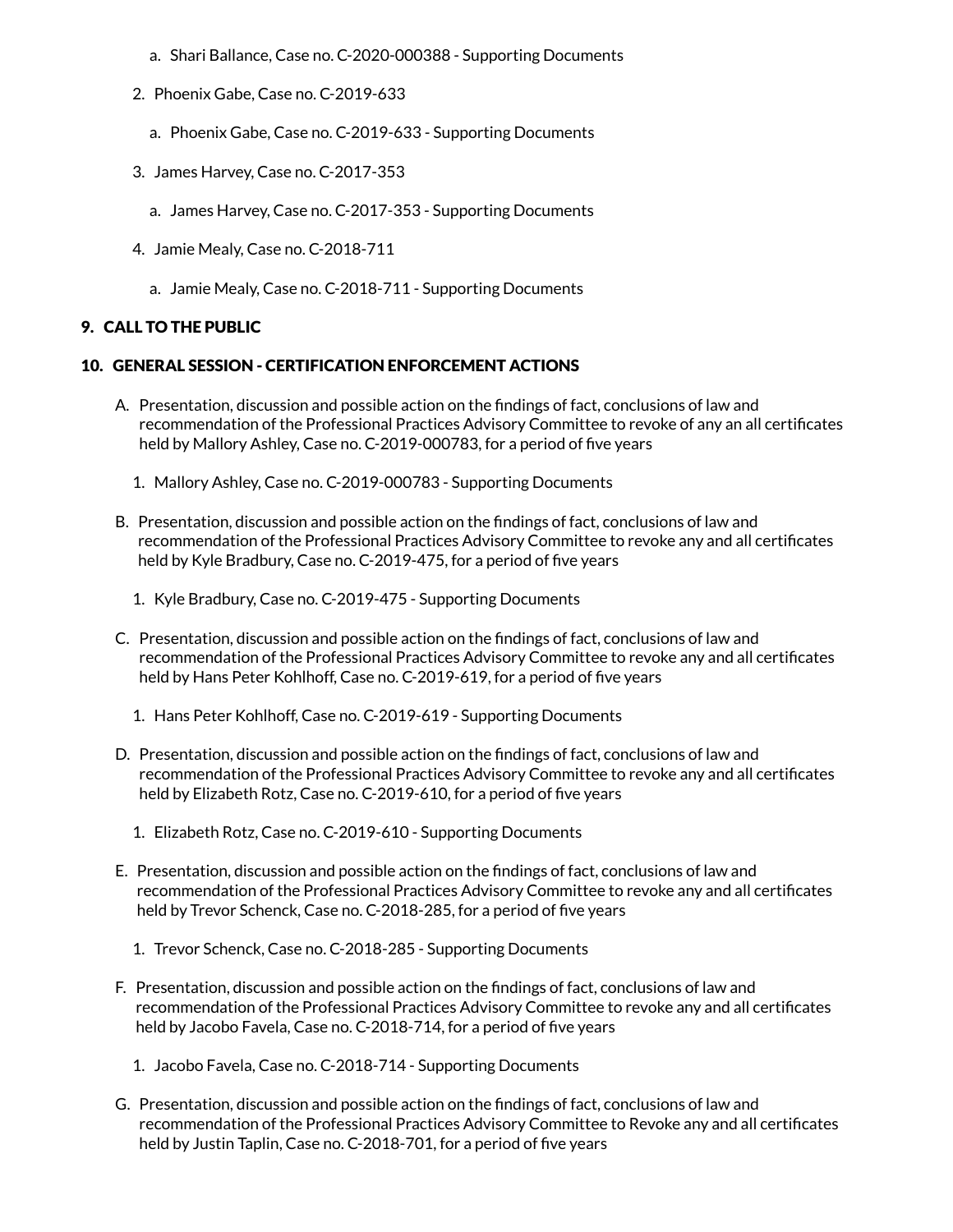a. Shari Ballance, Case no. C-2020-000388 - Supporting Documents

2. Phoenix Gabe, Case no. C-2019-633

   a. Phoenix Gabe, Case no. C-2019-633 - Supporting Documents

3. James Harvey, Case no. C-2017-353

   a. James Harvey, Case no. C-2017-353 - Supporting Documents

4. Jamie Mealy, Case no. C-2018-711

   a. Jamie Mealy, Case no. C-2018-711 - Supporting Documents

## 9. CALL TO THE PUBLIC

## 10. GENERAL SESSION - CERTIFICATION ENFORCEMENT ACTIONS

A. Presentation, discussion and possible action on the findings of fact, conclusions of law and recommendation of the Professional Practices Advisory Committee to revoke of any an all certificates held by Mallory Ashley, Case no. C-2019-000783, for a period of five years

   1. Mallory Ashley, Case no. C-2019-000783 - Supporting Documents

B. Presentation, discussion and possible action on the findings of fact, conclusions of law and recommendation of the Professional Practices Advisory Committee to revoke any and all certificates held by Kyle Bradbury, Case no. C-2019-475, for a period of five years

   1. Kyle Bradbury, Case no. C-2019-475 - Supporting Documents

C. Presentation, discussion and possible action on the findings of fact, conclusions of law and recommendation of the Professional Practices Advisory Committee to revoke any and all certificates held by Hans Peter Kohlhoff, Case no. C-2019-619, for a period of five years

   1. Hans Peter Kohlhoff, Case no. C-2019-619 - Supporting Documents

D. Presentation, discussion and possible action on the findings of fact, conclusions of law and recommendation of the Professional Practices Advisory Committee to revoke any and all certificates held by Elizabeth Rotz, Case no. C-2019-610, for a period of five years

   1. Elizabeth Rotz, Case no. C-2019-610 - Supporting Documents

E. Presentation, discussion and possible action on the findings of fact, conclusions of law and recommendation of the Professional Practices Advisory Committee to revoke any and all certificates held by Trevor Schenck, Case no. C-2018-285, for a period of five years

   1. Trevor Schenck, Case no. C-2018-285 - Supporting Documents

F. Presentation, discussion and possible action on the findings of fact, conclusions of law and recommendation of the Professional Practices Advisory Committee to revoke any and all certificates held by Jacobo Favela, Case no. C-2018-714, for a period of five years

   1. Jacobo Favela, Case no. C-2018-714 - Supporting Documents

G. Presentation, discussion and possible action on the findings of fact, conclusions of law and recommendation of the Professional Practices Advisory Committee to Revoke any and all certificates held by Justin Taplin, Case no. C-2018-701, for a period of five years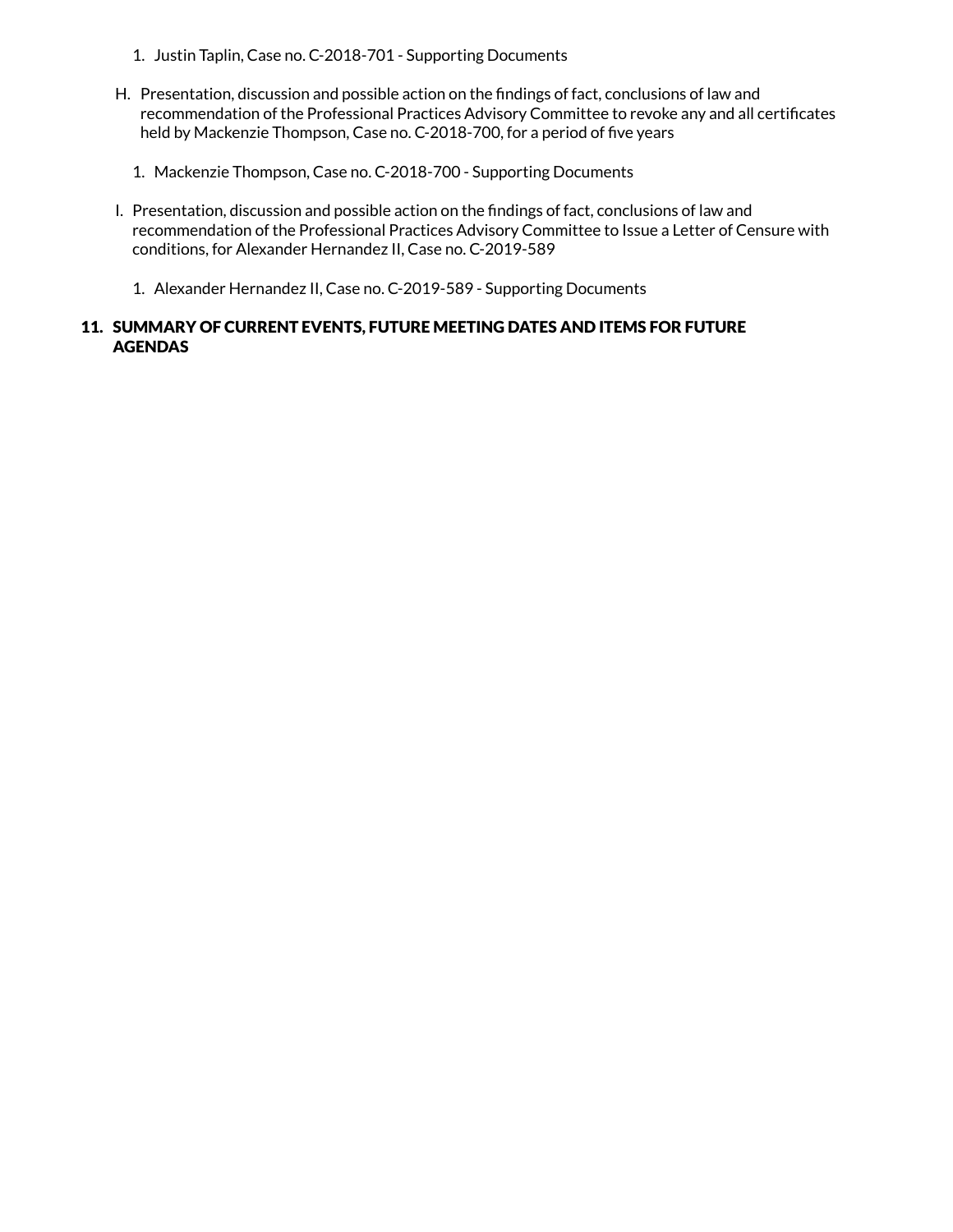1. Justin Taplin, Case no. C-2018-701 - Supporting Documents

H. Presentation, discussion and possible action on the findings of fact, conclusions of law and recommendation of the Professional Practices Advisory Committee to revoke any and all certificates held by Mackenzie Thompson, Case no. C-2018-700, for a period of five years

   1. Mackenzie Thompson, Case no. C-2018-700 - Supporting Documents

I. Presentation, discussion and possible action on the findings of fact, conclusions of law and recommendation of the Professional Practices Advisory Committee to Issue a Letter of Censure with conditions, for Alexander Hernandez II, Case no. C-2019-589

   1. Alexander Hernandez II, Case no. C-2019-589 - Supporting Documents

**11. SUMMARY OF CURRENT EVENTS, FUTURE MEETING DATES AND ITEMS FOR FUTURE AGENDAS**